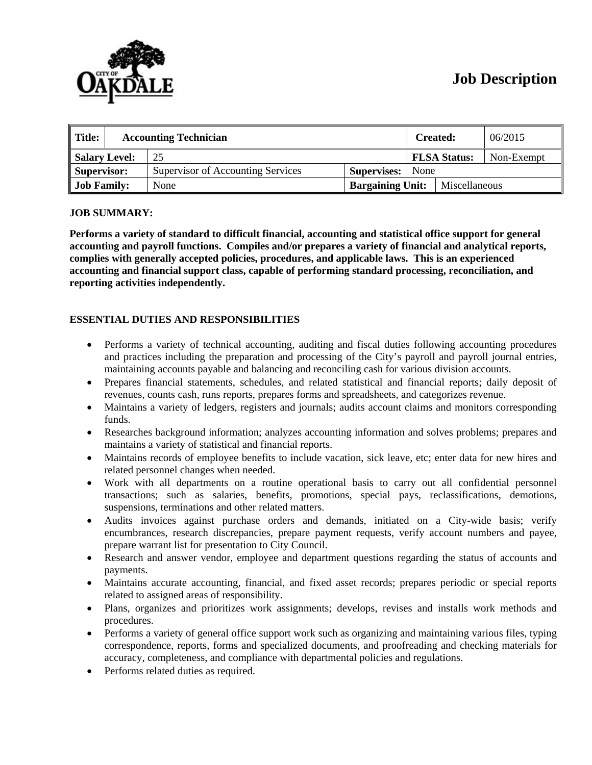# Job Description

| Title: | Accounting Technician | | | Created: | 06/2015 |
|---|---|---|---|---|---|
| Salary Level: | 25 | | | FLSA Status: | Non-Exempt |
| Supervisor: | Supervisor of Accounting Services | Supervises: | None | | |
| Job Family: | None | Bargaining Unit: | | Miscellaneous | |

**JOB SUMMARY:**

**Performs a variety of standard to difficult financial, accounting and statistical office support for general accounting and payroll functions. Compiles and/or prepares a variety of financial and analytical reports, complies with generally accepted policies, procedures, and applicable laws. This is an experienced accounting and financial support class, capable of performing standard processing, reconciliation, and reporting activities independently.**

**ESSENTIAL DUTIES AND RESPONSIBILITIES**

- Performs a variety of technical accounting, auditing and fiscal duties following accounting procedures and practices including the preparation and processing of the City's payroll and payroll journal entries, maintaining accounts payable and balancing and reconciling cash for various division accounts.
- Prepares financial statements, schedules, and related statistical and financial reports; daily deposit of revenues, counts cash, runs reports, prepares forms and spreadsheets, and categorizes revenue.
- Maintains a variety of ledgers, registers and journals; audits account claims and monitors corresponding funds.
- Researches background information; analyzes accounting information and solves problems; prepares and maintains a variety of statistical and financial reports.
- Maintains records of employee benefits to include vacation, sick leave, etc; enter data for new hires and related personnel changes when needed.
- Work with all departments on a routine operational basis to carry out all confidential personnel transactions; such as salaries, benefits, promotions, special pays, reclassifications, demotions, suspensions, terminations and other related matters.
- Audits invoices against purchase orders and demands, initiated on a City-wide basis; verify encumbrances, research discrepancies, prepare payment requests, verify account numbers and payee, prepare warrant list for presentation to City Council.
- Research and answer vendor, employee and department questions regarding the status of accounts and payments.
- Maintains accurate accounting, financial, and fixed asset records; prepares periodic or special reports related to assigned areas of responsibility.
- Plans, organizes and prioritizes work assignments; develops, revises and installs work methods and procedures.
- Performs a variety of general office support work such as organizing and maintaining various files, typing correspondence, reports, forms and specialized documents, and proofreading and checking materials for accuracy, completeness, and compliance with departmental policies and regulations.
- Performs related duties as required.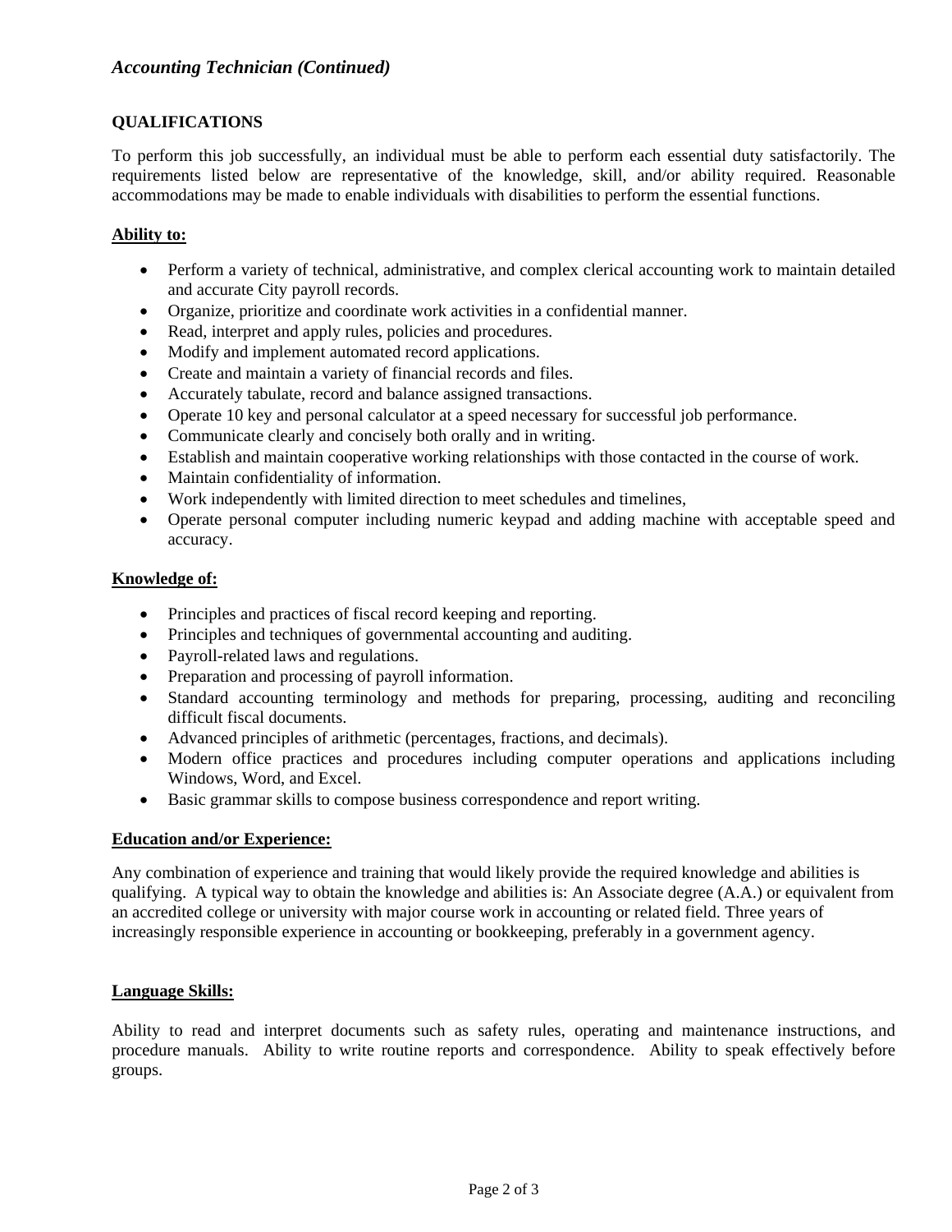## *Accounting Technician (Continued)*

### QUALIFICATIONS

To perform this job successfully, an individual must be able to perform each essential duty satisfactorily. The requirements listed below are representative of the knowledge, skill, and/or ability required. Reasonable accommodations may be made to enable individuals with disabilities to perform the essential functions.

**Ability to:**

- Perform a variety of technical, administrative, and complex clerical accounting work to maintain detailed and accurate City payroll records.
- Organize, prioritize and coordinate work activities in a confidential manner.
- Read, interpret and apply rules, policies and procedures.
- Modify and implement automated record applications.
- Create and maintain a variety of financial records and files.
- Accurately tabulate, record and balance assigned transactions.
- Operate 10 key and personal calculator at a speed necessary for successful job performance.
- Communicate clearly and concisely both orally and in writing.
- Establish and maintain cooperative working relationships with those contacted in the course of work.
- Maintain confidentiality of information.
- Work independently with limited direction to meet schedules and timelines,
- Operate personal computer including numeric keypad and adding machine with acceptable speed and accuracy.

**Knowledge of:**

- Principles and practices of fiscal record keeping and reporting.
- Principles and techniques of governmental accounting and auditing.
- Payroll-related laws and regulations.
- Preparation and processing of payroll information.
- Standard accounting terminology and methods for preparing, processing, auditing and reconciling difficult fiscal documents.
- Advanced principles of arithmetic (percentages, fractions, and decimals).
- Modern office practices and procedures including computer operations and applications including Windows, Word, and Excel.
- Basic grammar skills to compose business correspondence and report writing.

**Education and/or Experience:**

Any combination of experience and training that would likely provide the required knowledge and abilities is qualifying. A typical way to obtain the knowledge and abilities is: An Associate degree (A.A.) or equivalent from an accredited college or university with major course work in accounting or related field. Three years of increasingly responsible experience in accounting or bookkeeping, preferably in a government agency.

**Language Skills:**

Ability to read and interpret documents such as safety rules, operating and maintenance instructions, and procedure manuals. Ability to write routine reports and correspondence. Ability to speak effectively before groups.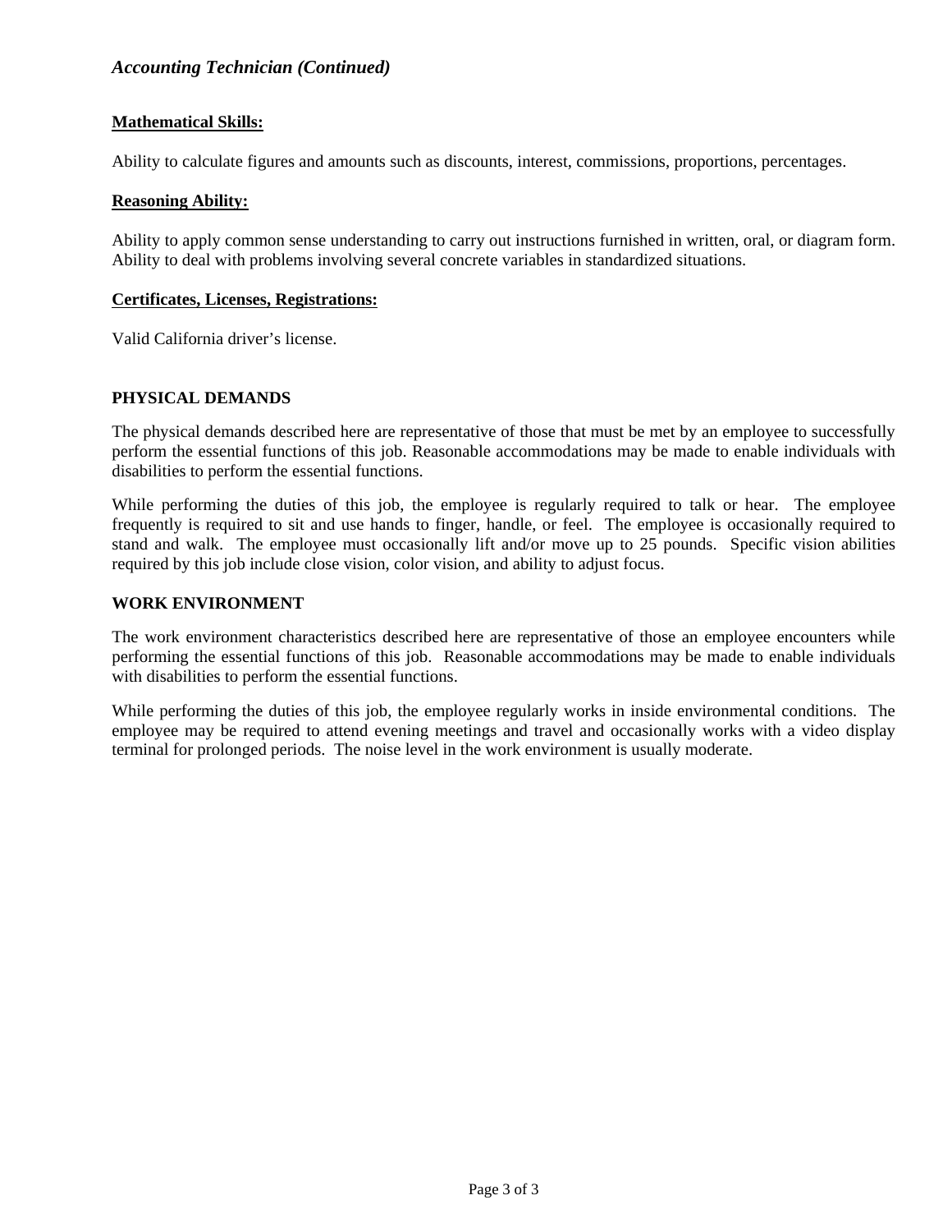**Mathematical Skills:**

Ability to calculate figures and amounts such as discounts, interest, commissions, proportions, percentages.

**Reasoning Ability:**

Ability to apply common sense understanding to carry out instructions furnished in written, oral, or diagram form. Ability to deal with problems involving several concrete variables in standardized situations.

**Certificates, Licenses, Registrations:**

Valid California driver's license.

## PHYSICAL DEMANDS

The physical demands described here are representative of those that must be met by an employee to successfully perform the essential functions of this job. Reasonable accommodations may be made to enable individuals with disabilities to perform the essential functions.

While performing the duties of this job, the employee is regularly required to talk or hear. The employee frequently is required to sit and use hands to finger, handle, or feel. The employee is occasionally required to stand and walk. The employee must occasionally lift and/or move up to 25 pounds. Specific vision abilities required by this job include close vision, color vision, and ability to adjust focus.

## WORK ENVIRONMENT

The work environment characteristics described here are representative of those an employee encounters while performing the essential functions of this job. Reasonable accommodations may be made to enable individuals with disabilities to perform the essential functions.

While performing the duties of this job, the employee regularly works in inside environmental conditions. The employee may be required to attend evening meetings and travel and occasionally works with a video display terminal for prolonged periods. The noise level in the work environment is usually moderate.